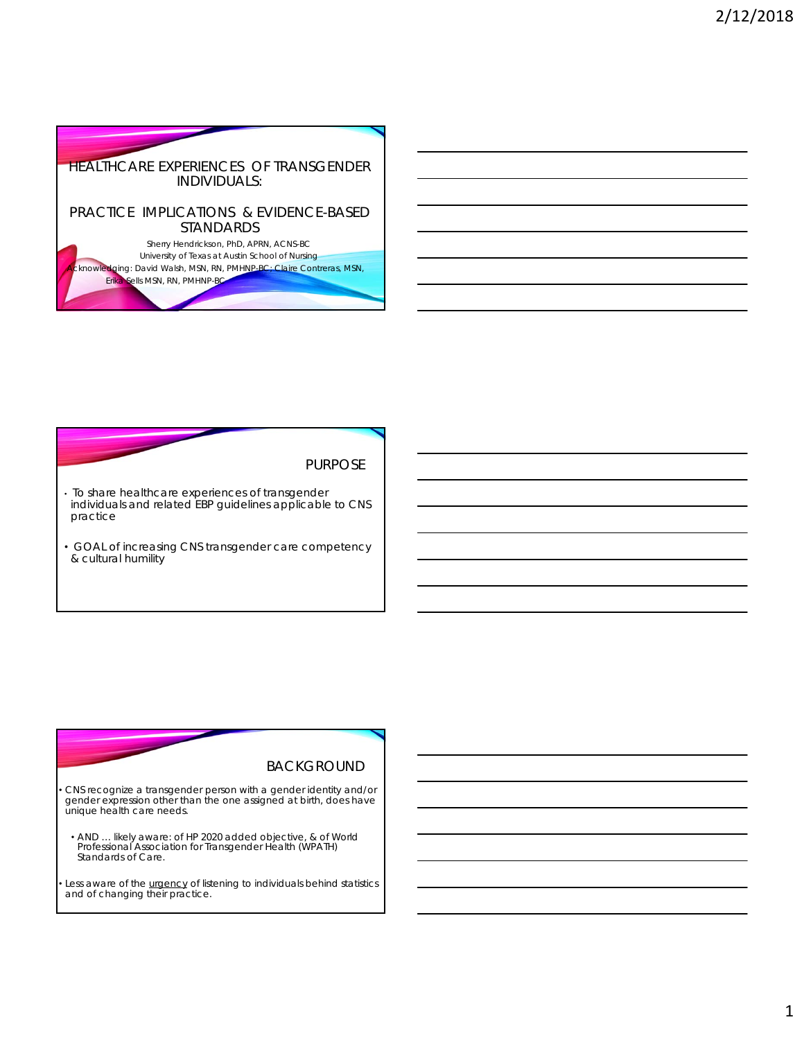# HEALTHCARE EXPERIENCES OF TRANSGENDER INDIVIDUALS:

## PRACTICE IMPLICATIONS & EVIDENCE-BASED STANDARDS

Sherry Hendrickson, PhD, APRN, ACNS-BC
University of Texas at Austin School of Nursing
Acknowledging: David Walsh, MSN, RN, PMHNP-BC; Claire Contreras, MSN, Erika Sells MSN, RN, PMHNP-BC

## PURPOSE

- To share healthcare experiences of transgender individuals and related EBP guidelines applicable to CNS practice
- GOAL of increasing CNS transgender care competency & cultural humility

## BACKGROUND

- CNS recognize a transgender person with a gender identity and/or gender expression other than the one assigned at birth, does have unique health care needs.
  - AND … likely aware: of HP 2020 added objective, & of World Professional Association for Transgender Health (WPATH) Standards of Care.
- Less aware of the urgency of listening to individuals behind statistics and of changing their practice.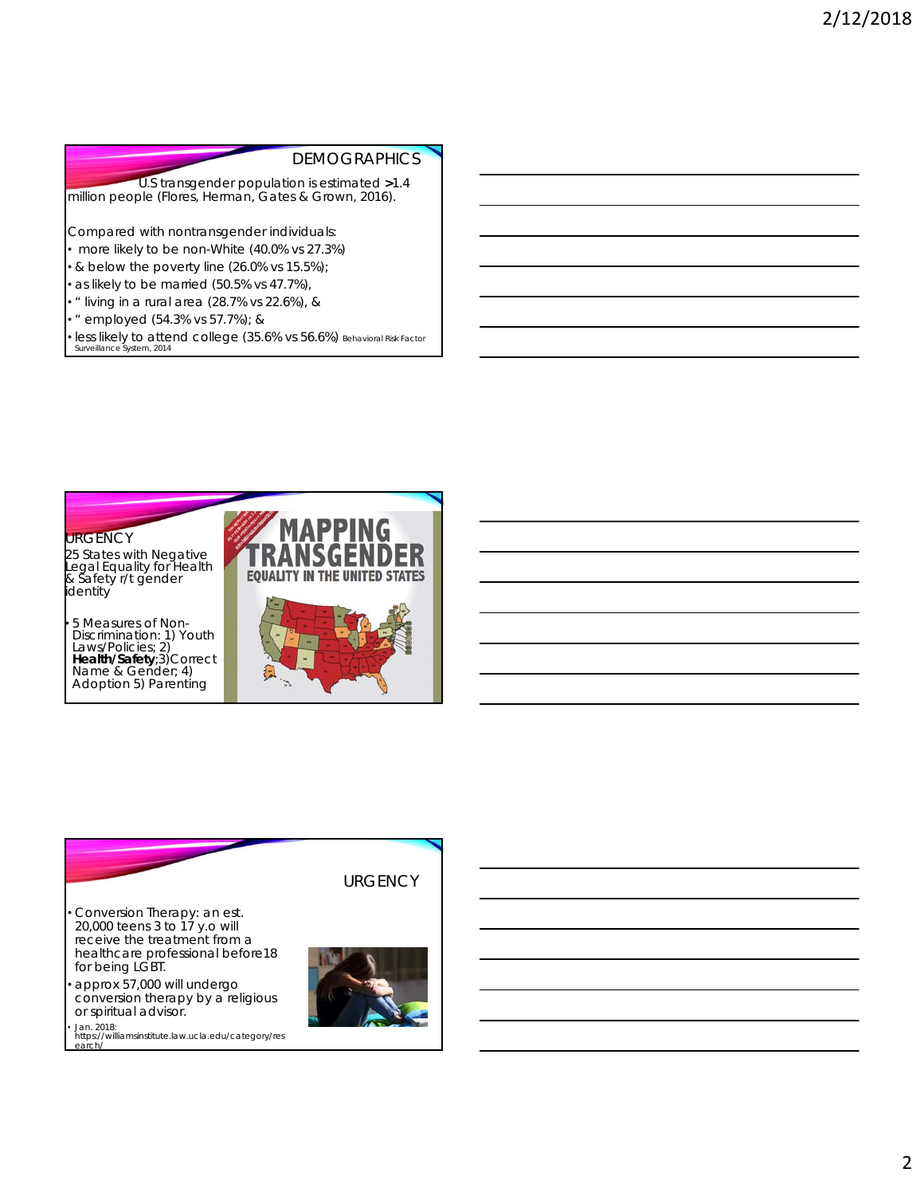## DEMOGRAPHICS

U.S transgender population is estimated >1.4 million people (Flores, Herman, Gates & Grown, 2016).

Compared with nontransgender individuals:

- more likely to be non-White (40.0% vs 27.3%)
- & below the poverty line (26.0% vs 15.5%);
- as likely to be married (50.5% vs 47.7%),
- " living in a rural area (28.7% vs 22.6%), &
- " employed (54.3% vs 57.7%); &
- less likely to attend college (35.6% vs 56.6%) Behavioral Risk Factor Surveillance System, 2014

## URGENCY

25 States with Negative Legal Equality for Health & Safety r/t gender identity

- 5 Measures of Non-Discrimination: 1) Youth Laws/Policies; 2) **Health/Safety**;3)Correct Name & Gender; 4) Adoption 5) Parenting

MAPPING TRANSGENDER EQUALITY IN THE UNITED STATES

## URGENCY

- Conversion Therapy: an est. 20,000 teens 3 to 17 y.o will receive the treatment from a healthcare professional before 18 for being LGBT.
- approx 57,000 will undergo conversion therapy by a religious or spiritual advisor.
- Jan. 2018: https://williamsinstitute.law.ucla.edu/category/research/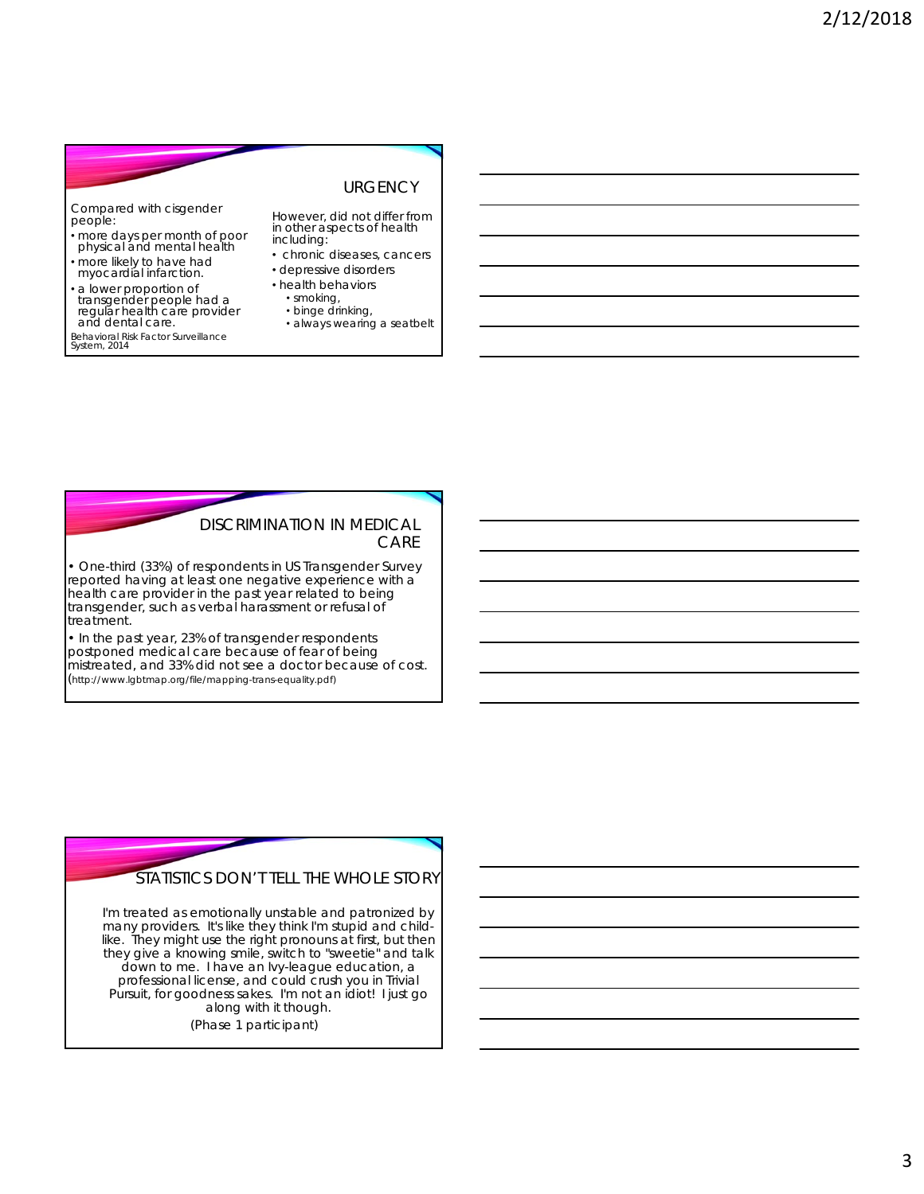## URGENCY

Compared with cisgender people:

- more days per month of poor physical and mental health
- more likely to have had myocardial infarction.
- a lower proportion of transgender people had a regular health care provider and dental care.

Behavioral Risk Factor Surveillance System, 2014

However, did not differ from in other aspects of health including:

- chronic diseases, cancers
- depressive disorders
- health behaviors
  - smoking,
  - binge drinking,
  - always wearing a seatbelt

## DISCRIMINATION IN MEDICAL CARE

- One-third (33%) of respondents in US Transgender Survey reported having at least one negative experience with a health care provider in the past year related to being transgender, such as verbal harassment or refusal of treatment.
- In the past year, 23% of transgender respondents postponed medical care because of fear of being mistreated, and 33% did not see a doctor because of cost. (http://www.lgbtmap.org/file/mapping-trans-equality.pdf)

## STATISTICS DON'T TELL THE WHOLE STORY

I'm treated as emotionally unstable and patronized by many providers. It's like they think I'm stupid and child-like. They might use the right pronouns at first, but then they give a knowing smile, switch to "sweetie" and talk down to me. I have an Ivy-league education, a professional license, and could crush you in Trivial Pursuit, for goodness sakes. I'm not an idiot! I just go along with it though.

(Phase 1 participant)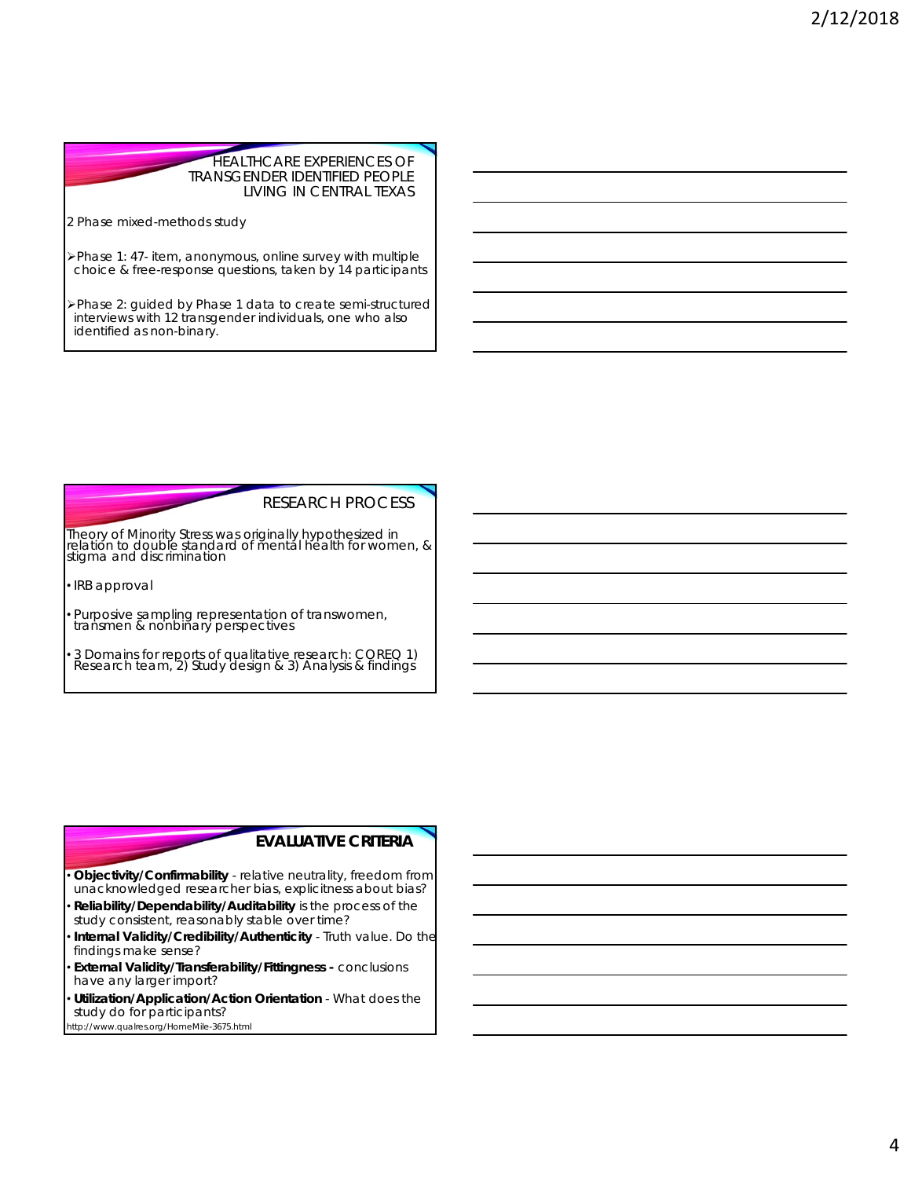## HEALTHCARE EXPERIENCES OF TRANSGENDER IDENTIFIED PEOPLE LIVING IN CENTRAL TEXAS

2 Phase mixed-methods study

- Phase 1: 47- item, anonymous, online survey with multiple choice & free-response questions, taken by 14 participants
- Phase 2: guided by Phase 1 data to create semi-structured interviews with 12 transgender individuals, one who also identified as non-binary.

## RESEARCH PROCESS

Theory of Minority Stress was originally hypothesized in relation to double standard of mental health for women, & stigma and discrimination

- IRB approval
- Purposive sampling representation of transwomen, transmen & nonbinary perspectives
- 3 Domains for reports of qualitative research: COREQ 1) Research team, 2) Study design & 3) Analysis & findings

## EVALUATIVE CRITERIA

- **Objectivity/Confirmability** - relative neutrality, freedom from unacknowledged researcher bias, explicitness about bias?
- **Reliability/Dependability/Auditability** is the process of the study consistent, reasonably stable over time?
- **Internal Validity/Credibility/Authenticity** - Truth value. Do the findings make sense?
- **External Validity/Transferability/Fittingness -** conclusions have any larger import?
- **Utilization/Application/Action Orientation** - What does the study do for participants?

http://www.qualres.org/HomeMile-3675.html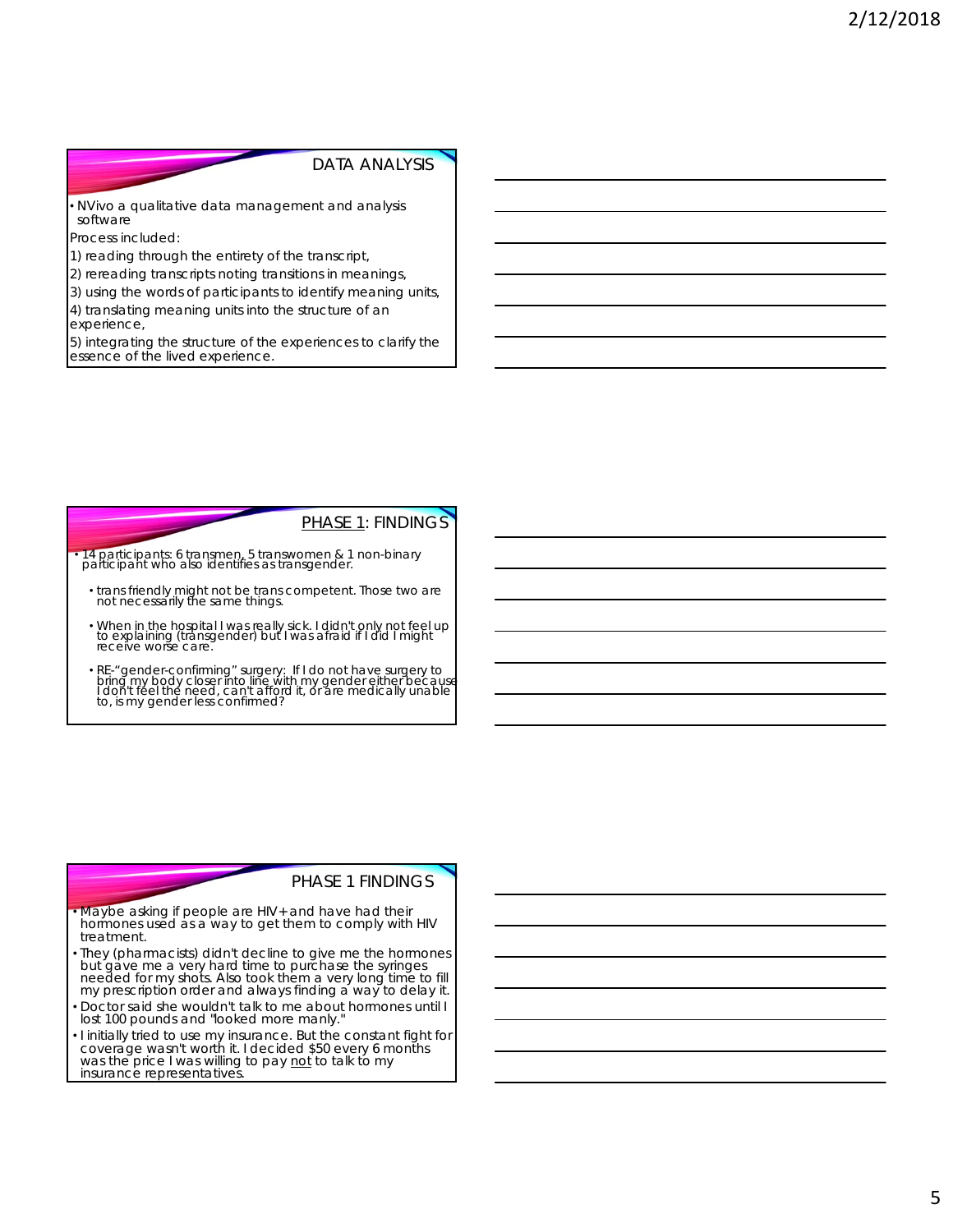## DATA ANALYSIS

- NVivo a qualitative data management and analysis software

Process included:

1) reading through the entirety of the transcript,
2) rereading transcripts noting transitions in meanings,
3) using the words of participants to identify meaning units,
4) translating meaning units into the structure of an experience,
5) integrating the structure of the experiences to clarify the essence of the lived experience.

## PHASE 1: FINDINGS

- 14 participants: 6 transmen, 5 transwomen & 1 non-binary participant who also identifies as transgender.
  - trans friendly might not be trans competent. Those two are not necessarily the same things.
  - When in the hospital I was really sick. I didn't only not feel up to explaining (transgender) but I was afraid if I did I might receive worse care.
  - RE-"gender-confirming" surgery: If I do not have surgery to bring my body closer into line with my gender either because I don't feel the need, can't afford it, or are medically unable to, is my gender less confirmed?

## PHASE 1 FINDINGS

- Maybe asking if people are HIV+ and have had their hormones used as a way to get them to comply with HIV treatment.
- They (pharmacists) didn't decline to give me the hormones but gave me a very hard time to purchase the syringes needed for my shots. Also took them a very long time to fill my prescription order and always finding a way to delay it.
- Doctor said she wouldn't talk to me about hormones until I lost 100 pounds and "looked more manly."
- I initially tried to use my insurance. But the constant fight for coverage wasn't worth it. I decided $50 every 6 months was the price I was willing to pay not to talk to my insurance representatives.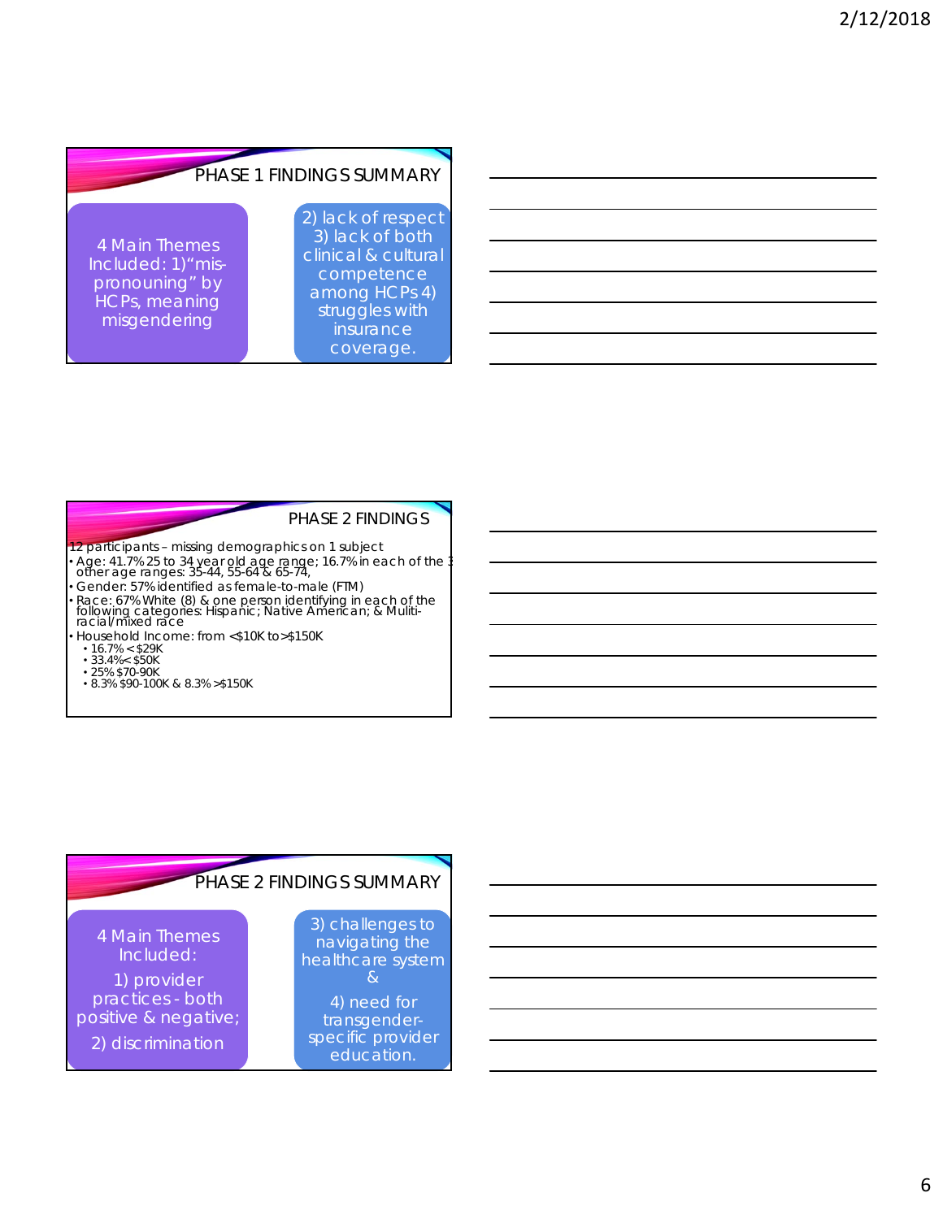## PHASE 1 FINDINGS SUMMARY

4 Main Themes Included: 1)"mis-pronouning" by HCPs, meaning misgendering

2) lack of respect 3) lack of both clinical & cultural competence among HCPs 4) struggles with insurance coverage.

## PHASE 2 FINDINGS

12 participants – missing demographics on 1 subject

- Age: 41.7% 25 to 34 year old age range; 16.7% in each of the 3 other age ranges: 35-44, 55-64 & 65-74,
- Gender: 57% identified as female-to-male (FTM)
- Race: 67% White (8) & one person identifying in each of the following categories: Hispanic; Native American; & Muliti-racial/mixed race
- Household Income: from <$10K to >$150K
  - 16.7% < $29K
  - 33.4%< $50K
  - 25% $70-90K
  - 8.3% $90-100K & 8.3% >$150K

## PHASE 2 FINDINGS SUMMARY

4 Main Themes Included:

1) provider practices - both positive & negative;

2) discrimination

3) challenges to navigating the healthcare system &

4) need for transgender-specific provider education.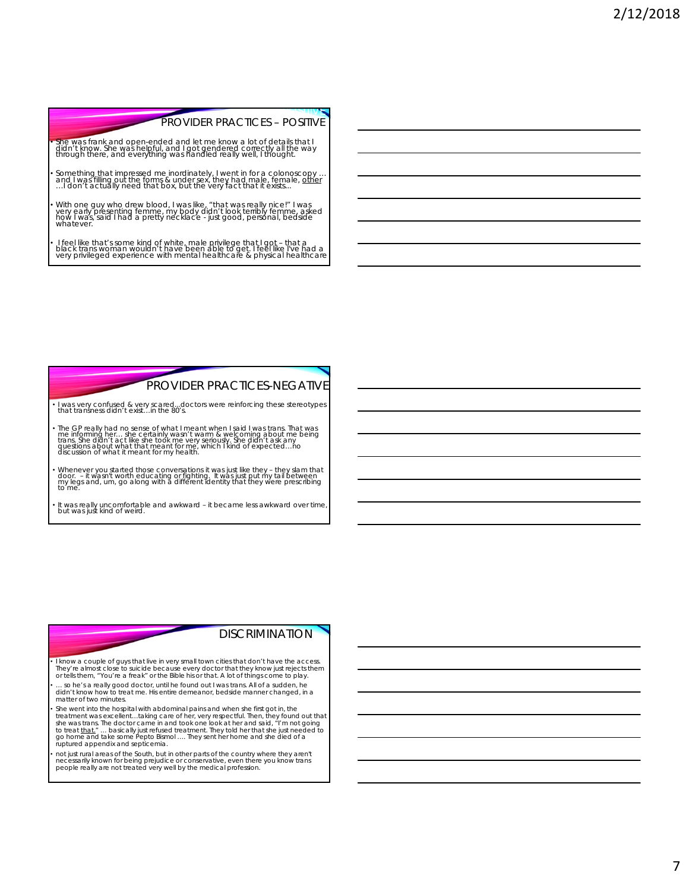## PROVIDER PRACTICES – POSITIVE

- She was frank and open-ended and let me know a lot of details that I didn't know. She was helpful, and I got gendered correctly all the way through there, and everything was handled really well, I thought.
- Something that impressed me inordinately, I went in for a colonoscopy … and I was filling out the forms & under sex, they had male, female, other …I don't actually need that box, but the very fact that it exists…
- With one guy who drew blood, I was like, "that was really nice!" I was very early presenting femme, my body didn't look terribly femme, asked how I was, said I had a pretty necklace - just good, personal, bedside whatever.
- I feel like that's some kind of white, male privilege that I got – that a black trans woman wouldn't have been able to get. I feel like I've had a very privileged experience with mental healthcare & physical healthcare

## PROVIDER PRACTICES-NEGATIVE

- I was very confused & very scared…doctors were reinforcing these stereotypes that transness didn't exist…in the 80's.
- The GP really had no sense of what I meant when I said I was trans. That was me informing her… she certainly wasn't warm & welcoming about me being trans. She didn't act like she took me very seriously. She didn't ask any questions about what that meant for me, which I kind of expected…no discussion of what it meant for my health.
- Whenever you started those conversations it was just like they – they slam that door. – it wasn't worth educating or fighting. It was just put my tail between my legs and, um, go along with a different identity that they were prescribing to me.
- It was really uncomfortable and awkward – it became less awkward over time, but was just kind of weird.

## DISCRIMINATION

- I know a couple of guys that live in very small town cities that don't have the access. They're almost close to suicide because every doctor that they know just rejects them or tells them, "You're a freak" or the Bible his or that. A lot of things come to play.
- … so he's a really good doctor, until he found out I was trans. All of a sudden, he didn't know how to treat me. His entire demeanor, bedside manner changed, in a matter of two minutes.
- She went into the hospital with abdominal pains and when she first got in, the treatment was excellent…taking care of her, very respectful. Then, they found out that she was trans. The doctor came in and took one look at her and said, "I'm not going to treat that." … basically just refused treatment. They told her that she just needed to go home and take some Pepto Bismol …. They sent her home and she died of a ruptured appendix and septicemia.
- not just rural areas of the South, but in other parts of the country where they aren't necessarily known for being prejudice or conservative, even there you know trans people really are not treated very well by the medical profession.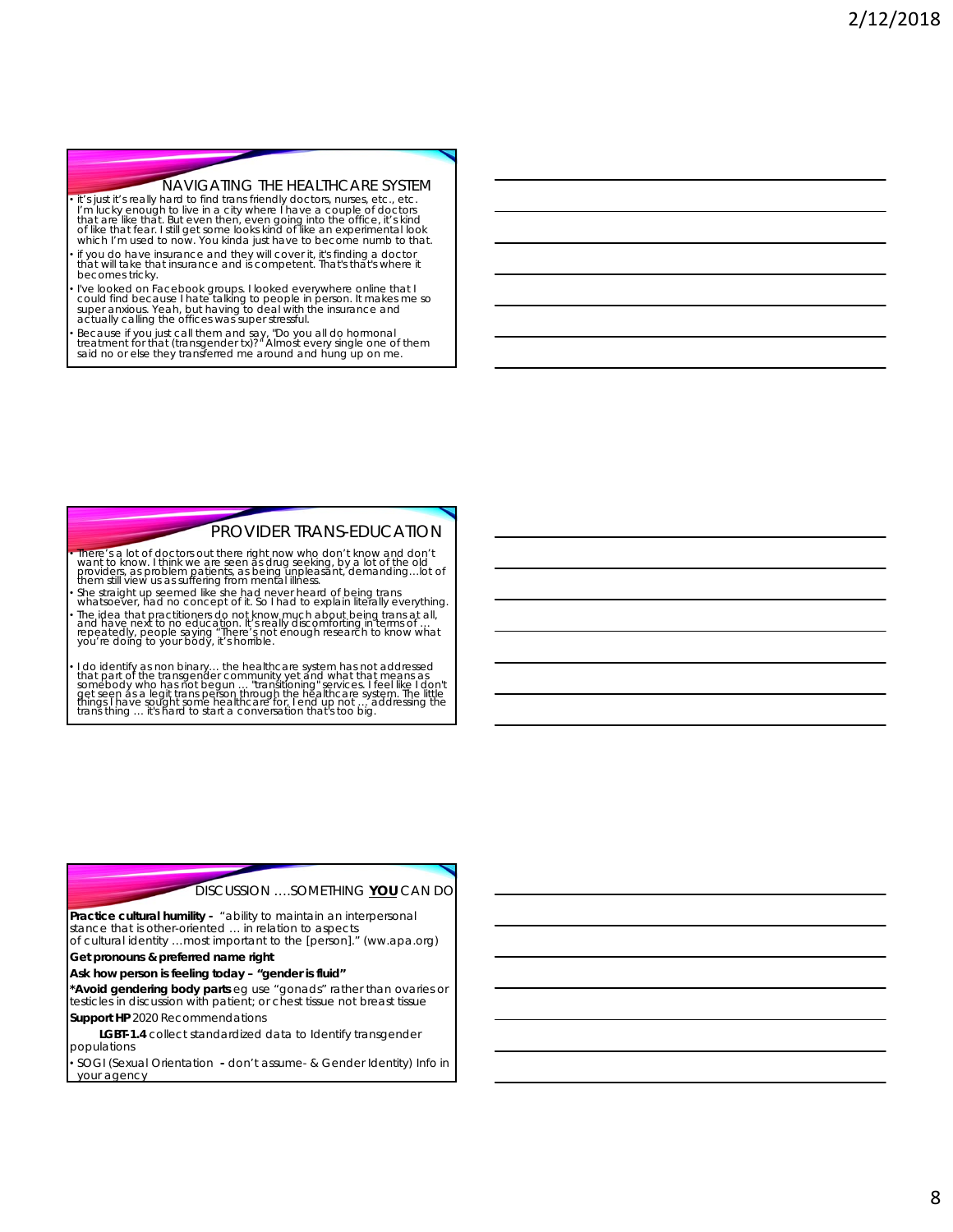## NAVIGATING THE HEALTHCARE SYSTEM

- it's just it's really hard to find trans friendly doctors, nurses, etc., etc. I'm lucky enough to live in a city where I have a couple of doctors that are like that. But even then, even going into the office, it's kind of like that fear. I still get some looks kind of like an experimental look which I'm used to now. You kinda just have to become numb to that.
- if you do have insurance and they will cover it, it's finding a doctor that will take that insurance and is competent. That's that's where it becomes tricky.
- I've looked on Facebook groups. I looked everywhere online that I could find because I hate talking to people in person. It makes me so super anxious. Yeah, but having to deal with the insurance and actually calling the offices was super stressful.
- Because if you just call them and say, "Do you all do hormonal treatment for that (transgender tx)?" Almost every single one of them said no or else they transferred me around and hung up on me.

## PROVIDER TRANS-EDUCATION

- There's a lot of doctors out there right now who don't know and don't want to know. I think we are seen as drug seeking, by a lot of the old providers, as problem patients, as being unpleasant, demanding…lot of them still view us as suffering from mental illness.
- She straight up seemed like she had never heard of being trans whatsoever, had no concept of it. So I had to explain literally everything.
- The idea that practitioners do not know much about being trans at all, and have next to no education. It's really discomforting in terms of … repeatedly, people saying "There's not enough research to know what you're doing to your body, it's horrible.
- I do identify as non binary… the healthcare system has not addressed that part of the transgender community yet and what that means as somebody who has not begun … "transitioning" services. I feel like I don't get seen as a legit trans person through the healthcare system. The little things I have sought some healthcare for, I end up not … addressing the trans thing … it's hard to start a conversation that's too big.

## DISCUSSION ….SOMETHING **<u>YOU</u>** CAN DO

**Practice cultural humility -** "ability to maintain an interpersonal stance that is other-oriented … in relation to aspects of cultural identity …most important to the [person]." (ww.apa.org)

**Get pronouns & preferred name right**

**Ask how person is feeling today – "gender is fluid"**

***Avoid gendering body parts** eg use "gonads" rather than ovaries or testicles in discussion with patient; or chest tissue not breast tissue

**Support HP** 2020 Recommendations

**LGBT-1.4** collect standardized data to Identify transgender populations

- SOGI (Sexual Orientation **-** don't assume- & Gender Identity) Info in your agency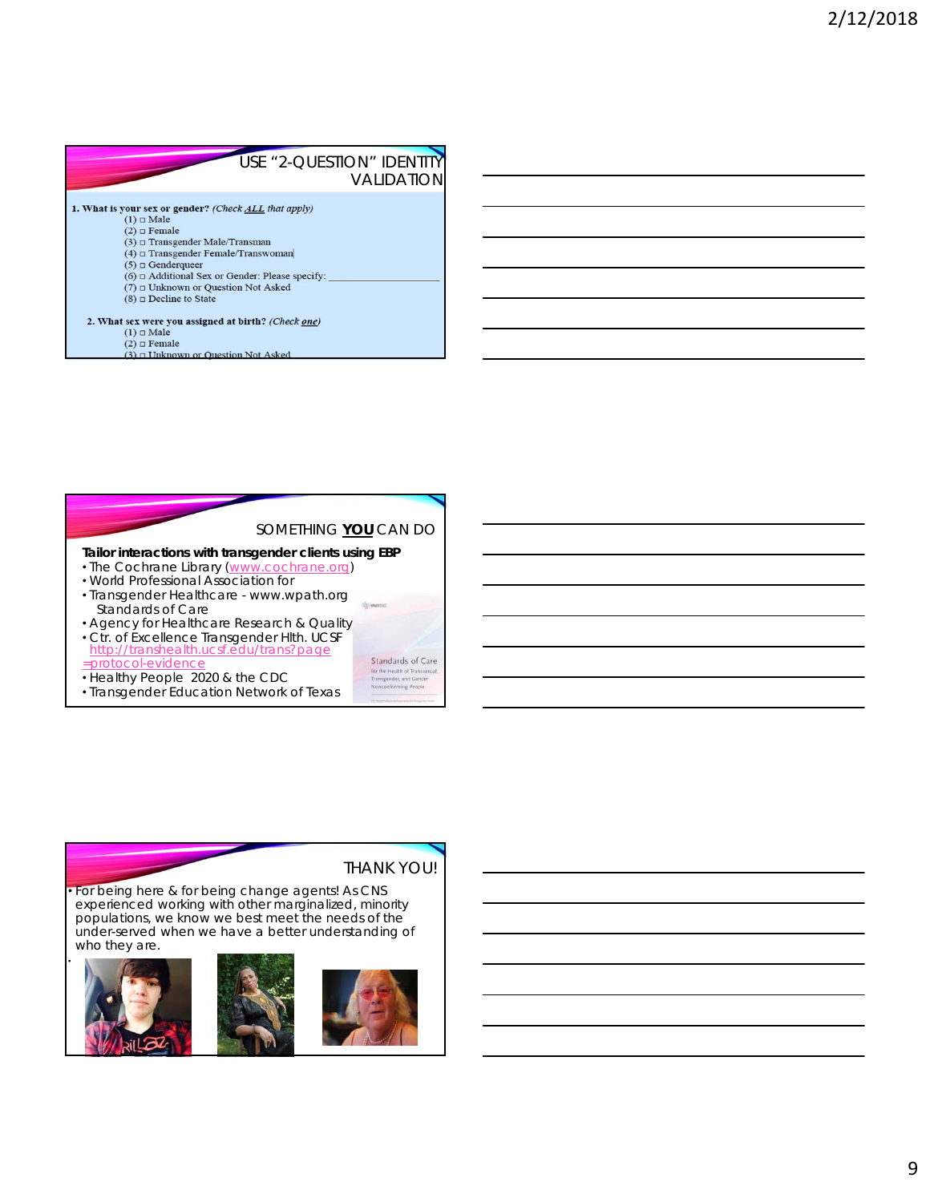## USE "2-QUESTION" IDENTITY VALIDATION

**1. What is your sex or gender?** *(Check ALL that apply)*

(1) □ Male
(2) □ Female
(3) □ Transgender Male/Transman
(4) □ Transgender Female/Transwoman
(5) □ Genderqueer
(6) □ Additional Sex or Gender: Please specify: ___________________
(7) □ Unknown or Question Not Asked
(8) □ Decline to State

**2. What sex were you assigned at birth?** *(Check one)*

(1) □ Male
(2) □ Female
(3) □ Unknown or Question Not Asked

## SOMETHING **YOU** CAN DO

**Tailor interactions with transgender clients using EBP**

- The Cochrane Library (www.cochrane.org)
- World Professional Association for
- Transgender Healthcare - www.wpath.org Standards of Care
- Agency for Healthcare Research & Quality
- Ctr. of Excellence Transgender Hlth. UCSF http://transhealth.ucsf.edu/trans?page=protocol-evidence
- Healthy People 2020 & the CDC
- Transgender Education Network of Texas

Standards of Care for the Health of Transsexual, Transgender, and Gender Nonconforming People

## THANK YOU!

- For being here & for being change agents! As CNS experienced working with other marginalized, minority populations, we know we best meet the needs of the under-served when we have a better understanding of who they are.